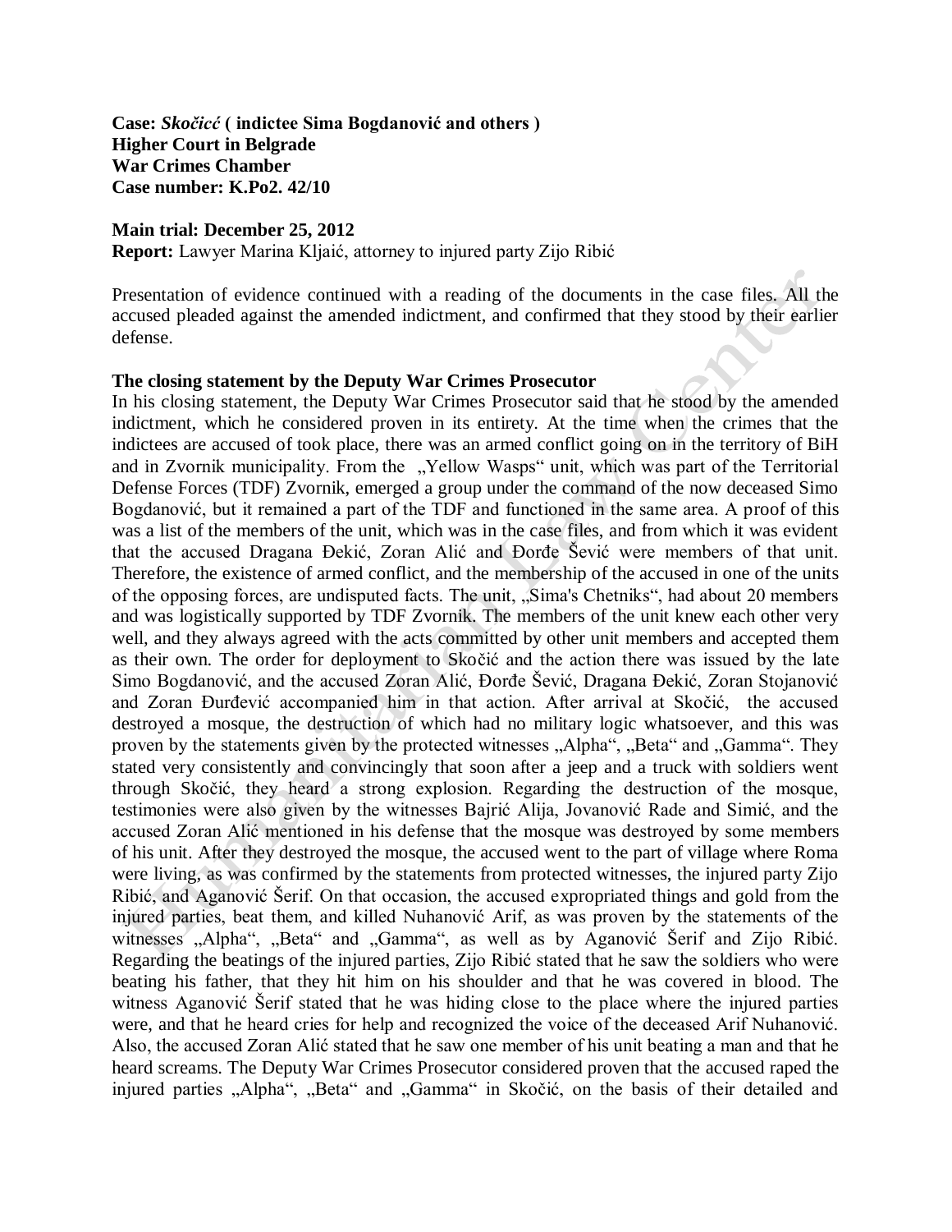**Case:** ***Skočicć*** **( indictee Sima Bogdanović and others )**
**Higher Court in Belgrade**
**War Crimes Chamber**
**Case number: K.Po2. 42/10**

**Main trial: December 25, 2012**
**Report:** Lawyer Marina Kljaić, attorney to injured party Zijo Ribić

Presentation of evidence continued with a reading of the documents in the case files. All the accused pleaded against the amended indictment, and confirmed that they stood by their earlier defense.

**The closing statement by the Deputy War Crimes Prosecutor**

In his closing statement, the Deputy War Crimes Prosecutor said that he stood by the amended indictment, which he considered proven in its entirety. At the time when the crimes that the indictees are accused of took place, there was an armed conflict going on in the territory of BiH and in Zvornik municipality. From the „Yellow Wasps" unit, which was part of the Territorial Defense Forces (TDF) Zvornik, emerged a group under the command of the now deceased Simo Bogdanović, but it remained a part of the TDF and functioned in the same area. A proof of this was a list of the members of the unit, which was in the case files, and from which it was evident that the accused Dragana Đekić, Zoran Alić and Đorđe Šević were members of that unit. Therefore, the existence of armed conflict, and the membership of the accused in one of the units of the opposing forces, are undisputed facts. The unit, „Sima's Chetniks", had about 20 members and was logistically supported by TDF Zvornik. The members of the unit knew each other very well, and they always agreed with the acts committed by other unit members and accepted them as their own. The order for deployment to Skočić and the action there was issued by the late Simo Bogdanović, and the accused Zoran Alić, Đorđe Šević, Dragana Đekić, Zoran Stojanović and Zoran Đurđević accompanied him in that action. After arrival at Skočić, the accused destroyed a mosque, the destruction of which had no military logic whatsoever, and this was proven by the statements given by the protected witnesses „Alpha", „Beta" and „Gamma". They stated very consistently and convincingly that soon after a jeep and a truck with soldiers went through Skočić, they heard a strong explosion. Regarding the destruction of the mosque, testimonies were also given by the witnesses Bajrić Alija, Jovanović Rade and Simić, and the accused Zoran Alić mentioned in his defense that the mosque was destroyed by some members of his unit. After they destroyed the mosque, the accused went to the part of village where Roma were living, as was confirmed by the statements from protected witnesses, the injured party Zijo Ribić, and Aganović Šerif. On that occasion, the accused expropriated things and gold from the injured parties, beat them, and killed Nuhanović Arif, as was proven by the statements of the witnesses „Alpha", „Beta" and „Gamma", as well as by Aganović Šerif and Zijo Ribić. Regarding the beatings of the injured parties, Zijo Ribić stated that he saw the soldiers who were beating his father, that they hit him on his shoulder and that he was covered in blood. The witness Aganović Šerif stated that he was hiding close to the place where the injured parties were, and that he heard cries for help and recognized the voice of the deceased Arif Nuhanović. Also, the accused Zoran Alić stated that he saw one member of his unit beating a man and that he heard screams. The Deputy War Crimes Prosecutor considered proven that the accused raped the injured parties „Alpha", „Beta" and „Gamma" in Skočić, on the basis of their detailed and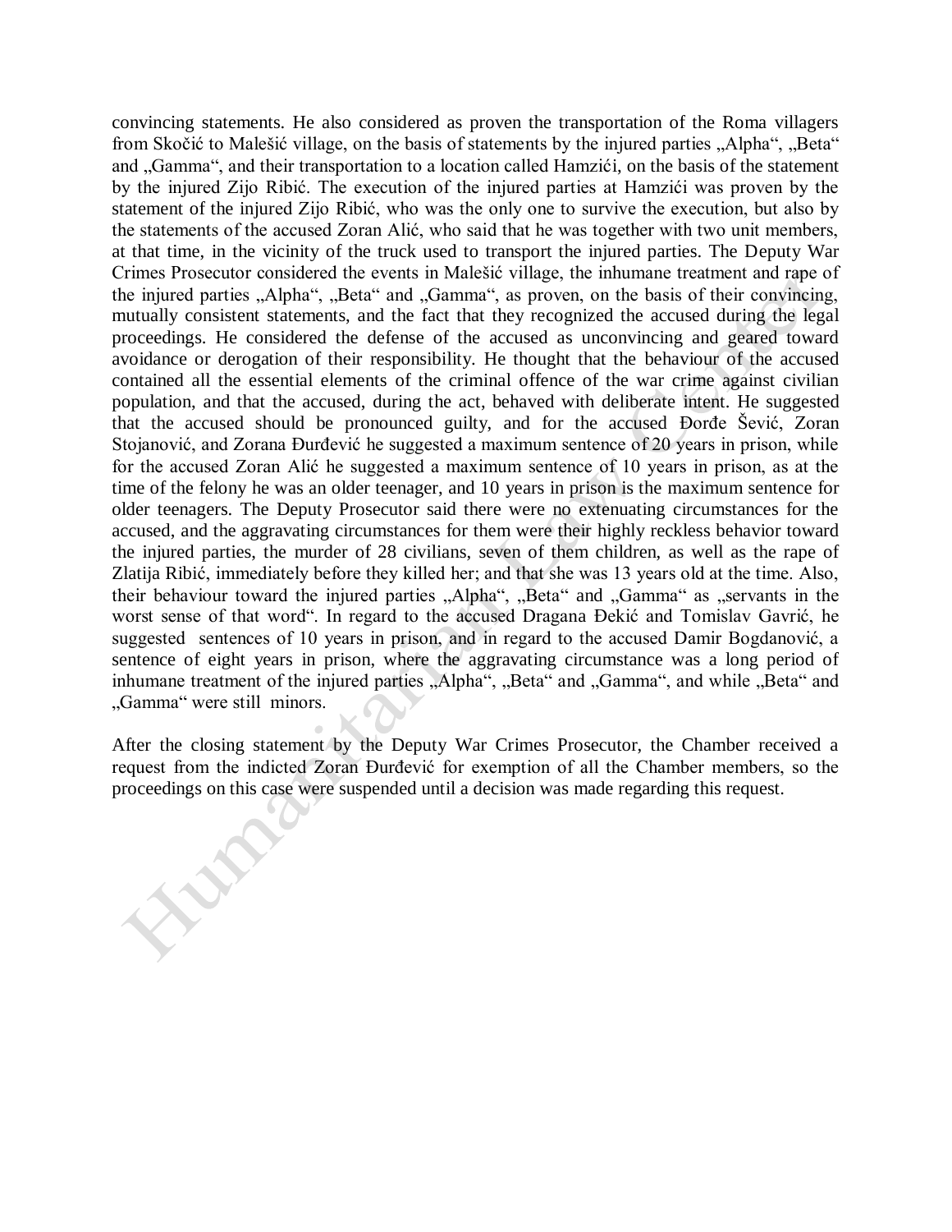convincing statements. He also considered as proven the transportation of the Roma villagers from Skočić to Malešić village, on the basis of statements by the injured parties „Alpha“, „Beta“ and „Gamma“, and their transportation to a location called Hamzići, on the basis of the statement by the injured Zijo Ribić. The execution of the injured parties at Hamzići was proven by the statement of the injured Zijo Ribić, who was the only one to survive the execution, but also by the statements of the accused Zoran Alić, who said that he was together with two unit members, at that time, in the vicinity of the truck used to transport the injured parties. The Deputy War Crimes Prosecutor considered the events in Malešić village, the inhumane treatment and rape of the injured parties „Alpha“, „Beta“ and „Gamma“, as proven, on the basis of their convincing, mutually consistent statements, and the fact that they recognized the accused during the legal proceedings. He considered the defense of the accused as unconvincing and geared toward avoidance or derogation of their responsibility. He thought that the behaviour of the accused contained all the essential elements of the criminal offence of the war crime against civilian population, and that the accused, during the act, behaved with deliberate intent. He suggested that the accused should be pronounced guilty, and for the accused Đorđe Šević, Zoran Stojanović, and Zorana Đurđević he suggested a maximum sentence of 20 years in prison, while for the accused Zoran Alić he suggested a maximum sentence of 10 years in prison, as at the time of the felony he was an older teenager, and 10 years in prison is the maximum sentence for older teenagers. The Deputy Prosecutor said there were no extenuating circumstances for the accused, and the aggravating circumstances for them were their highly reckless behavior toward the injured parties, the murder of 28 civilians, seven of them children, as well as the rape of Zlatija Ribić, immediately before they killed her; and that she was 13 years old at the time. Also, their behaviour toward the injured parties „Alpha“, „Beta“ and „Gamma“ as „servants in the worst sense of that word“. In regard to the accused Dragana Đekić and Tomislav Gavrić, he suggested sentences of 10 years in prison, and in regard to the accused Damir Bogdanović, a sentence of eight years in prison, where the aggravating circumstance was a long period of inhumane treatment of the injured parties „Alpha“, „Beta“ and „Gamma“, and while „Beta“ and „Gamma“ were still minors.

After the closing statement by the Deputy War Crimes Prosecutor, the Chamber received a request from the indicted Zoran Đurđević for exemption of all the Chamber members, so the proceedings on this case were suspended until a decision was made regarding this request.